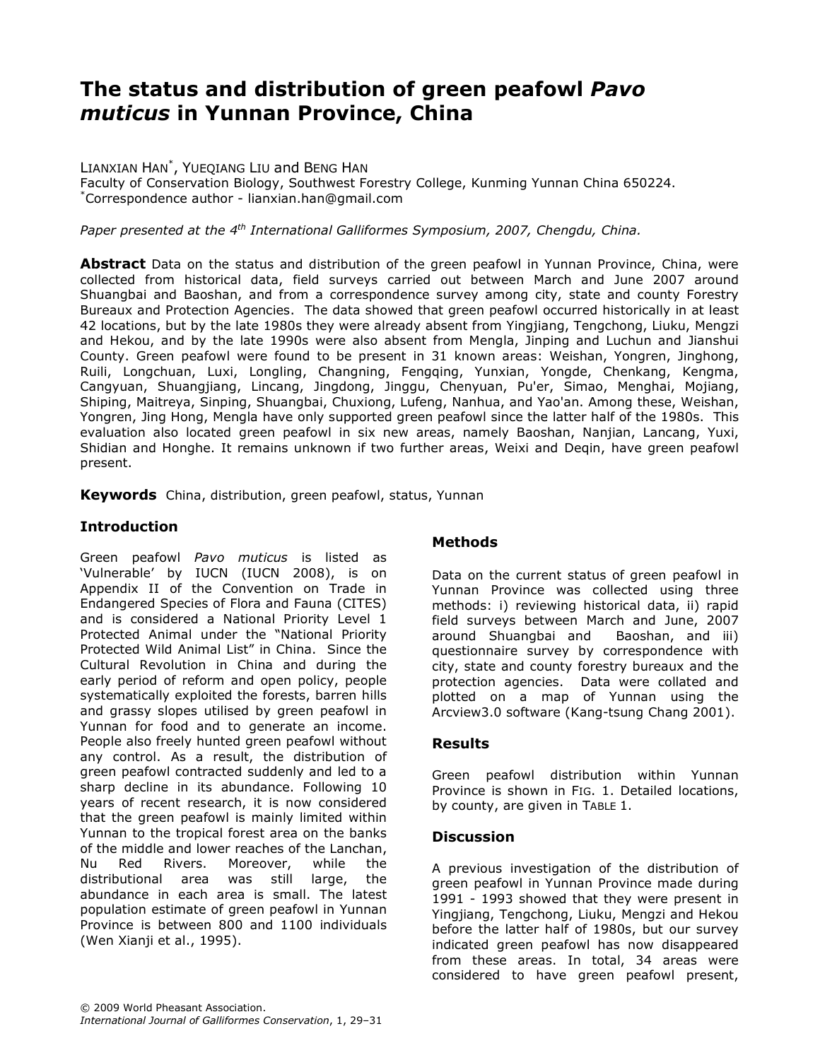# The status and distribution of green peafowl *Pavo muticus* in Yunnan Province, China

LIANXIAN HAN*, YUEQIANG LIU and BENG HAN

Faculty of Conservation Biology, Southwest Forestry College, Kunming Yunnan China 650224.

*Correspondence author - lianxian.han@gmail.com

*Paper presented at the 4th International Galliformes Symposium, 2007, Chengdu, China.*

**Abstract** Data on the status and distribution of the green peafowl in Yunnan Province, China, were collected from historical data, field surveys carried out between March and June 2007 around Shuangbai and Baoshan, and from a correspondence survey among city, state and county Forestry Bureaux and Protection Agencies. The data showed that green peafowl occurred historically in at least 42 locations, but by the late 1980s they were already absent from Yingjiang, Tengchong, Liuku, Mengzi and Hekou, and by the late 1990s were also absent from Mengla, Jinping and Luchun and Jianshui County. Green peafowl were found to be present in 31 known areas: Weishan, Yongren, Jinghong, Ruili, Longchuan, Luxi, Longling, Changning, Fengqing, Yunxian, Yongde, Chenkang, Kengma, Cangyuan, Shuangjiang, Lincang, Jingdong, Jinggu, Chenyuan, Pu'er, Simao, Menghai, Mojiang, Shiping, Maitreya, Sinping, Shuangbai, Chuxiong, Lufeng, Nanhua, and Yao'an. Among these, Weishan, Yongren, Jing Hong, Mengla have only supported green peafowl since the latter half of the 1980s. This evaluation also located green peafowl in six new areas, namely Baoshan, Nanjian, Lancang, Yuxi, Shidian and Honghe. It remains unknown if two further areas, Weixi and Deqin, have green peafowl present.

**Keywords** China, distribution, green peafowl, status, Yunnan

## Introduction

Green peafowl *Pavo muticus* is listed as 'Vulnerable' by IUCN (IUCN 2008), is on Appendix II of the Convention on Trade in Endangered Species of Flora and Fauna (CITES) and is considered a National Priority Level 1 Protected Animal under the "National Priority Protected Wild Animal List" in China. Since the Cultural Revolution in China and during the early period of reform and open policy, people systematically exploited the forests, barren hills and grassy slopes utilised by green peafowl in Yunnan for food and to generate an income. People also freely hunted green peafowl without any control. As a result, the distribution of green peafowl contracted suddenly and led to a sharp decline in its abundance. Following 10 years of recent research, it is now considered that the green peafowl is mainly limited within Yunnan to the tropical forest area on the banks of the middle and lower reaches of the Lanchan, Nu Red Rivers. Moreover, while the distributional area was still large, the abundance in each area is small. The latest population estimate of green peafowl in Yunnan Province is between 800 and 1100 individuals (Wen Xianji et al., 1995).

## Methods

Data on the current status of green peafowl in Yunnan Province was collected using three methods: i) reviewing historical data, ii) rapid field surveys between March and June, 2007 around Shuangbai and Baoshan, and iii) questionnaire survey by correspondence with city, state and county forestry bureaux and the protection agencies. Data were collated and plotted on a map of Yunnan using the Arcview3.0 software (Kang-tsung Chang 2001).

## Results

Green peafowl distribution within Yunnan Province is shown in FIG. 1. Detailed locations, by county, are given in TABLE 1.

## Discussion

A previous investigation of the distribution of green peafowl in Yunnan Province made during 1991 - 1993 showed that they were present in Yingjiang, Tengchong, Liuku, Mengzi and Hekou before the latter half of 1980s, but our survey indicated green peafowl has now disappeared from these areas. In total, 34 areas were considered to have green peafowl present,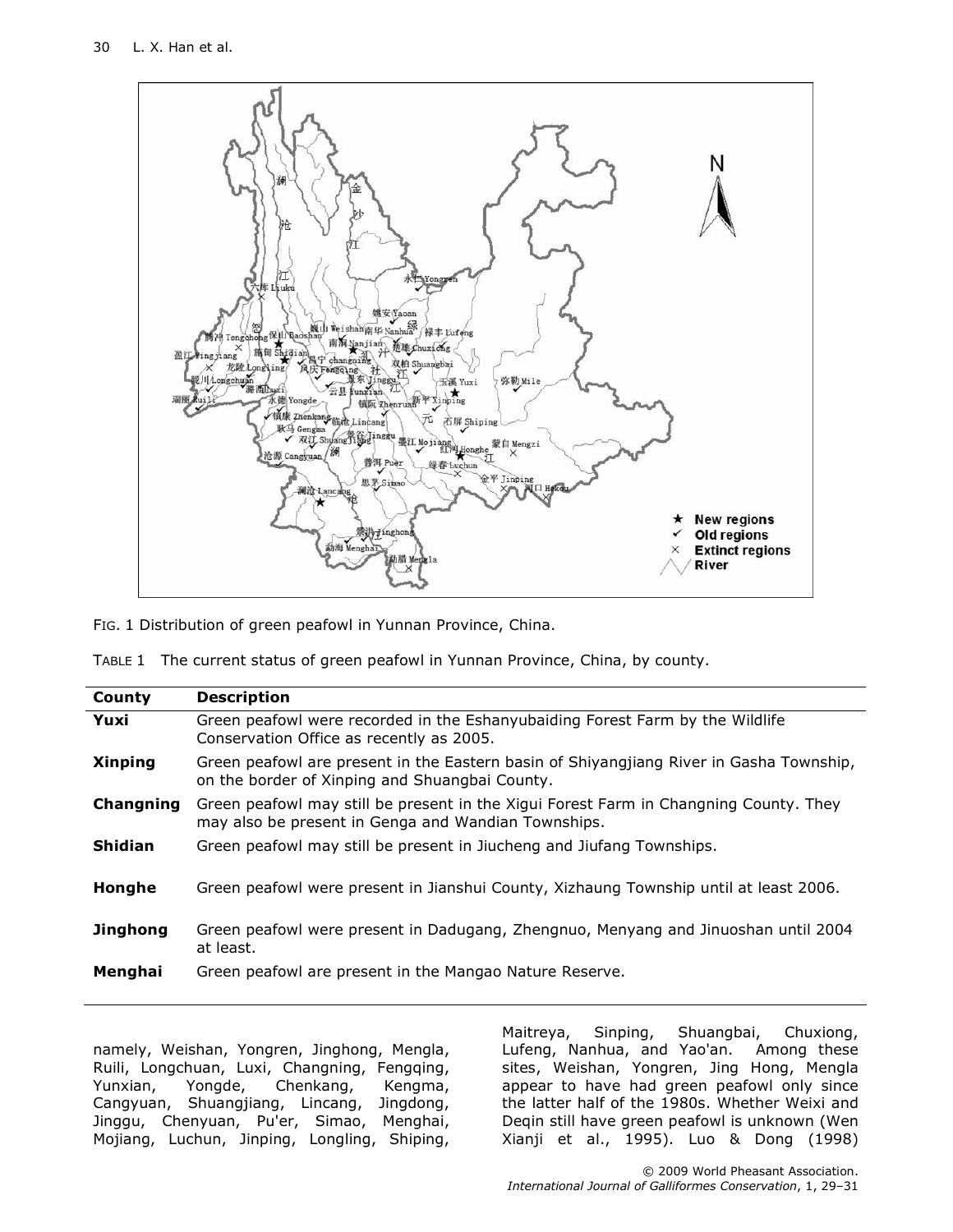FIG. 1 Distribution of green peafowl in Yunnan Province, China.

TABLE 1 The current status of green peafowl in Yunnan Province, China, by county.

| County | Description |
|---|---|
| **Yuxi** | Green peafowl were recorded in the Eshanyubaiding Forest Farm by the Wildlife Conservation Office as recently as 2005. |
| **Xinping** | Green peafowl are present in the Eastern basin of Shiyangjiang River in Gasha Township, on the border of Xinping and Shuangbai County. |
| **Changning** | Green peafowl may still be present in the Xigui Forest Farm in Changning County. They may also be present in Genga and Wandian Townships. |
| **Shidian** | Green peafowl may still be present in Jiucheng and Jiufang Townships. |
| **Honghe** | Green peafowl were present in Jianshui County, Xizhaung Township until at least 2006. |
| **Jinghong** | Green peafowl were present in Dadugang, Zhengnuo, Menyang and Jinuoshan until 2004 at least. |
| **Menghai** | Green peafowl are present in the Mangao Nature Reserve. |

namely, Weishan, Yongren, Jinghong, Mengla, Ruili, Longchuan, Luxi, Changning, Fengqing, Yunxian, Yongde, Chenkang, Kengma, Cangyuan, Shuangjiang, Lincang, Jingdong, Jinggu, Chenyuan, Pu'er, Simao, Menghai, Mojiang, Luchun, Jinping, Longling, Shiping, Maitreya, Sinping, Shuangbai, Chuxiong, Lufeng, Nanhua, and Yao'an. Among these sites, Weishan, Yongren, Jing Hong, Mengla appear to have had green peafowl only since the latter half of the 1980s. Whether Weixi and Deqin still have green peafowl is unknown (Wen Xianji et al., 1995). Luo & Dong (1998)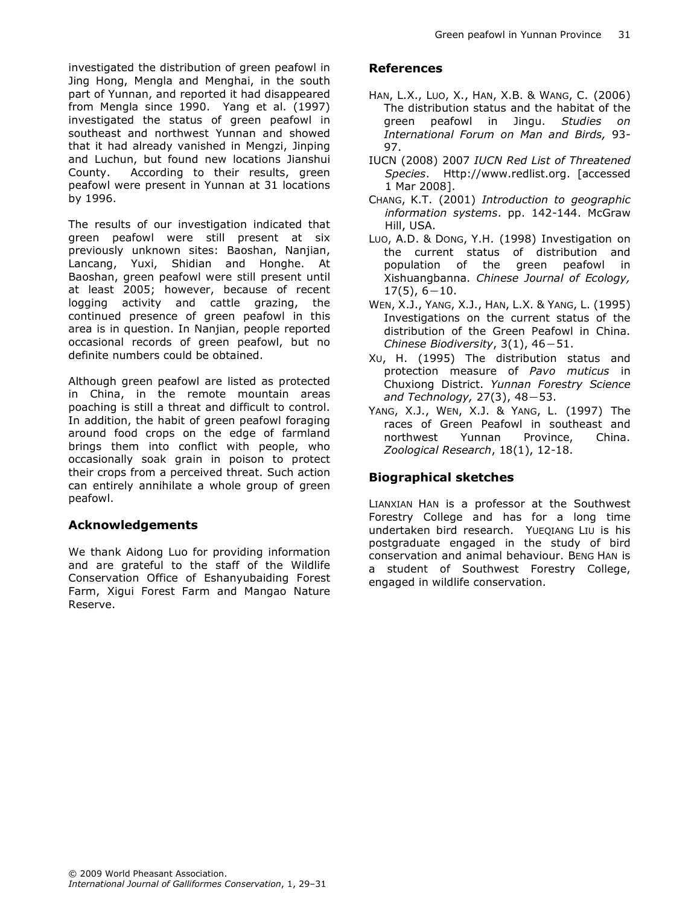investigated the distribution of green peafowl in Jing Hong, Mengla and Menghai, in the south part of Yunnan, and reported it had disappeared from Mengla since 1990. Yang et al. (1997) investigated the status of green peafowl in southeast and northwest Yunnan and showed that it had already vanished in Mengzi, Jinping and Luchun, but found new locations Jianshui County. According to their results, green peafowl were present in Yunnan at 31 locations by 1996.

The results of our investigation indicated that green peafowl were still present at six previously unknown sites: Baoshan, Nanjian, Lancang, Yuxi, Shidian and Honghe. At Baoshan, green peafowl were still present until at least 2005; however, because of recent logging activity and cattle grazing, the continued presence of green peafowl in this area is in question. In Nanjian, people reported occasional records of green peafowl, but no definite numbers could be obtained.

Although green peafowl are listed as protected in China, in the remote mountain areas poaching is still a threat and difficult to control. In addition, the habit of green peafowl foraging around food crops on the edge of farmland brings them into conflict with people, who occasionally soak grain in poison to protect their crops from a perceived threat. Such action can entirely annihilate a whole group of green peafowl.

## Acknowledgements

We thank Aidong Luo for providing information and are grateful to the staff of the Wildlife Conservation Office of Eshanyubaiding Forest Farm, Xigui Forest Farm and Mangao Nature Reserve.

## References

HAN, L.X., LUO, X., HAN, X.B. & WANG, C. (2006) The distribution status and the habitat of the green peafowl in Jingu. *Studies on International Forum on Man and Birds,* 93-97.

IUCN (2008) 2007 *IUCN Red List of Threatened Species*. Http://www.redlist.org. [accessed 1 Mar 2008].

CHANG, K.T. (2001) *Introduction to geographic information systems*. pp. 142-144. McGraw Hill, USA.

LUO, A.D. & DONG, Y.H. (1998) Investigation on the current status of distribution and population of the green peafowl in Xishuangbanna. *Chinese Journal of Ecology,* 17(5), 6－10.

WEN, X.J., YANG, X.J., HAN, L.X. & YANG, L. (1995) Investigations on the current status of the distribution of the Green Peafowl in China. *Chinese Biodiversity*, 3(1), 46－51.

XU, H. (1995) The distribution status and protection measure of *Pavo muticus* in Chuxiong District. *Yunnan Forestry Science and Technology,* 27(3), 48－53.

YANG, X.J., WEN, X.J. & YANG, L. (1997) The races of Green Peafowl in southeast and northwest Yunnan Province, China. *Zoological Research*, 18(1), 12-18.

## Biographical sketches

LIANXIAN HAN is a professor at the Southwest Forestry College and has for a long time undertaken bird research. YUEQIANG LIU is his postgraduate engaged in the study of bird conservation and animal behaviour. BENG HAN is a student of Southwest Forestry College, engaged in wildlife conservation.